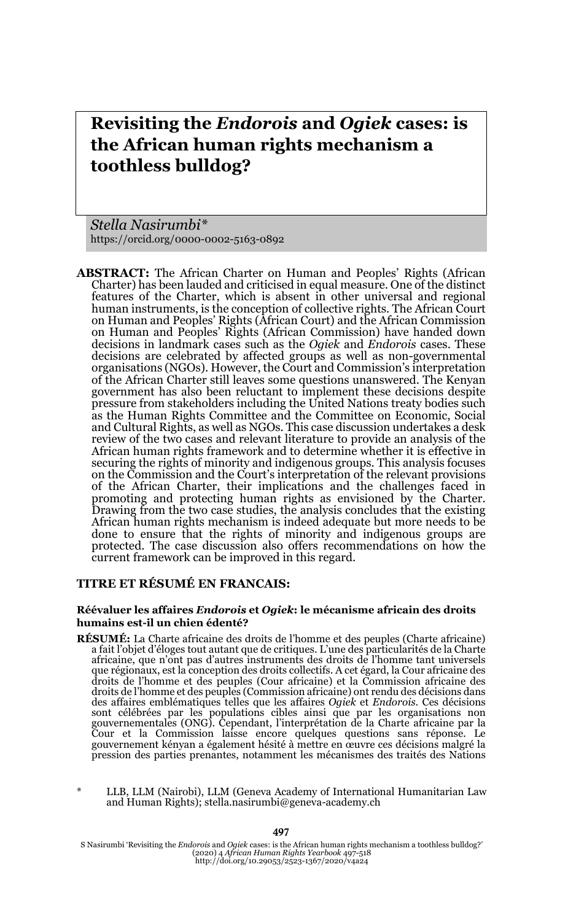# Revisiting the *Endorois* and *Ogiek* cases: is the African human rights mechanism a toothless bulldog?

*Stella Nasirumbi\**
https://orcid.org/0000-0002-5163-0892

**ABSTRACT:** The African Charter on Human and Peoples' Rights (African Charter) has been lauded and criticised in equal measure. One of the distinct features of the Charter, which is absent in other universal and regional human instruments, is the conception of collective rights. The African Court on Human and Peoples' Rights (African Court) and the African Commission on Human and Peoples' Rights (African Commission) have handed down decisions in landmark cases such as the *Ogiek* and *Endorois* cases. These decisions are celebrated by affected groups as well as non-governmental organisations (NGOs). However, the Court and Commission's interpretation of the African Charter still leaves some questions unanswered. The Kenyan government has also been reluctant to implement these decisions despite pressure from stakeholders including the United Nations treaty bodies such as the Human Rights Committee and the Committee on Economic, Social and Cultural Rights, as well as NGOs. This case discussion undertakes a desk review of the two cases and relevant literature to provide an analysis of the African human rights framework and to determine whether it is effective in securing the rights of minority and indigenous groups. This analysis focuses on the Commission and the Court's interpretation of the relevant provisions of the African Charter, their implications and the challenges faced in promoting and protecting human rights as envisioned by the Charter. Drawing from the two case studies, the analysis concludes that the existing African human rights mechanism is indeed adequate but more needs to be done to ensure that the rights of minority and indigenous groups are protected. The case discussion also offers recommendations on how the current framework can be improved in this regard.

### TITRE ET RÉSUMÉ EN FRANCAIS:

#### Réévaluer les affaires *Endorois* et *Ogiek*: le mécanisme africain des droits humains est-il un chien édenté?

**RÉSUMÉ:** La Charte africaine des droits de l'homme et des peuples (Charte africaine) a fait l'objet d'éloges tout autant que de critiques. L'une des particularités de la Charte africaine, que n'ont pas d'autres instruments des droits de l'homme tant universels que régionaux, est la conception des droits collectifs. A cet égard, la Cour africaine des droits de l'homme et des peuples (Cour africaine) et la Commission africaine des droits de l'homme et des peuples (Commission africaine) ont rendu des décisions dans des affaires emblématiques telles que les affaires *Ogiek* et *Endorois*. Ces décisions sont célébrées par les populations cibles ainsi que par les organisations non gouvernementales (ONG). Cependant, l'interprétation de la Charte africaine par la Cour et la Commission laisse encore quelques questions sans réponse. Le gouvernement kényan a également hésité à mettre en œuvre ces décisions malgré la pression des parties prenantes, notamment les mécanismes des traités des Nations

\* LLB, LLM (Nairobi), LLM (Geneva Academy of International Humanitarian Law and Human Rights); stella.nasirumbi@geneva-academy.ch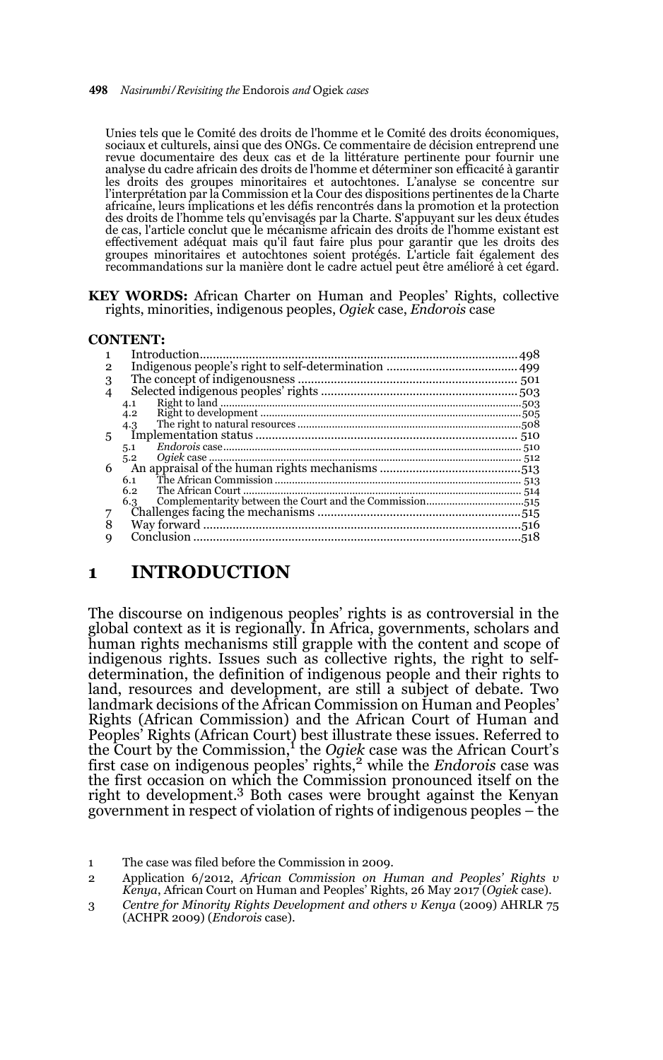Unies tels que le Comité des droits de l'homme et le Comité des droits économiques, sociaux et culturels, ainsi que des ONGs. Ce commentaire de décision entreprend une revue documentaire des deux cas et de la littérature pertinente pour fournir une analyse du cadre africain des droits de l'homme et déterminer son efficacité à garantir les droits des groupes minoritaires et autochtones. L'analyse se concentre sur l'interprétation par la Commission et la Cour des dispositions pertinentes de la Charte africaine, leurs implications et les défis rencontrés dans la promotion et la protection des droits de l'homme tels qu'envisagés par la Charte. S'appuyant sur les deux études de cas, l'article conclut que le mécanisme africain des droits de l'homme existant est effectivement adéquat mais qu'il faut faire plus pour garantir que les droits des groupes minoritaires et autochtones soient protégés. L'article fait également des recommandations sur la manière dont le cadre actuel peut être amélioré à cet égard.

**KEY WORDS:** African Charter on Human and Peoples' Rights, collective rights, minorities, indigenous peoples, *Ogiek* case, *Endorois* case

**CONTENT:**

| | | |
|---|---|---|
| 1 | Introduction | 498 |
| 2 | Indigenous people's right to self-determination | 499 |
| 3 | The concept of indigenousness | 501 |
| 4 | Selected indigenous peoples' rights | 503 |
| 4.1 | Right to land | 503 |
| 4.2 | Right to development | 505 |
| 4.3 | The right to natural resources | 508 |
| 5 | Implementation status | 510 |
| 5.1 | *Endorois* case | 510 |
| 5.2 | *Ogiek* case | 512 |
| 6 | An appraisal of the human rights mechanisms | 513 |
| 6.1 | The African Commission | 513 |
| 6.2 | The African Court | 514 |
| 6.3 | Complementarity between the Court and the Commission | 515 |
| 7 | Challenges facing the mechanisms | 515 |
| 8 | Way forward | 516 |
| 9 | Conclusion | 518 |

# 1 INTRODUCTION

The discourse on indigenous peoples' rights is as controversial in the global context as it is regionally. In Africa, governments, scholars and human rights mechanisms still grapple with the content and scope of indigenous rights. Issues such as collective rights, the right to self-determination, the definition of indigenous people and their rights to land, resources and development, are still a subject of debate. Two landmark decisions of the African Commission on Human and Peoples' Rights (African Commission) and the African Court of Human and Peoples' Rights (African Court) best illustrate these issues. Referred to the Court by the Commission,[1] the *Ogiek* case was the African Court's first case on indigenous peoples' rights,[2] while the *Endorois* case was the first occasion on which the Commission pronounced itself on the right to development.[3] Both cases were brought against the Kenyan government in respect of violation of rights of indigenous peoples – the

1 The case was filed before the Commission in 2009.

2 Application 6/2012, *African Commission on Human and Peoples' Rights v Kenya*, African Court on Human and Peoples' Rights, 26 May 2017 (*Ogiek* case).

3 *Centre for Minority Rights Development and others v Kenya* (2009) AHRLR 75 (ACHPR 2009) (*Endorois* case).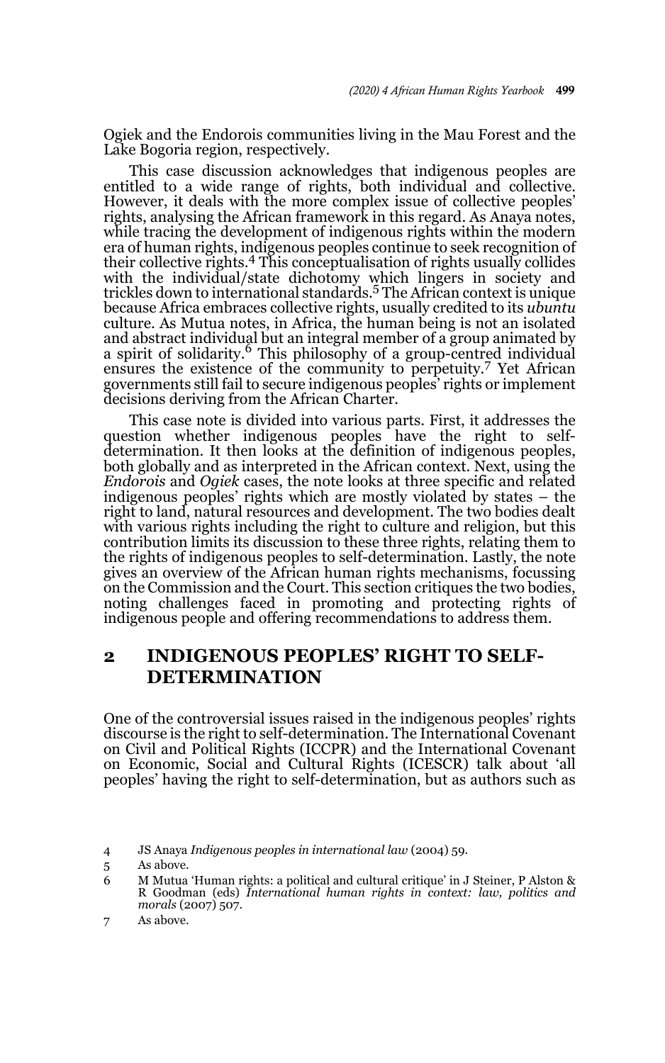Ogiek and the Endorois communities living in the Mau Forest and the Lake Bogoria region, respectively.

This case discussion acknowledges that indigenous peoples are entitled to a wide range of rights, both individual and collective. However, it deals with the more complex issue of collective peoples' rights, analysing the African framework in this regard. As Anaya notes, while tracing the development of indigenous rights within the modern era of human rights, indigenous peoples continue to seek recognition of their collective rights.[4] This conceptualisation of rights usually collides with the individual/state dichotomy which lingers in society and trickles down to international standards.[5] The African context is unique because Africa embraces collective rights, usually credited to its *ubuntu* culture. As Mutua notes, in Africa, the human being is not an isolated and abstract individual but an integral member of a group animated by a spirit of solidarity.[6] This philosophy of a group-centred individual ensures the existence of the community to perpetuity.[7] Yet African governments still fail to secure indigenous peoples' rights or implement decisions deriving from the African Charter.

This case note is divided into various parts. First, it addresses the question whether indigenous peoples have the right to self-determination. It then looks at the definition of indigenous peoples, both globally and as interpreted in the African context. Next, using the *Endorois* and *Ogiek* cases, the note looks at three specific and related indigenous peoples' rights which are mostly violated by states – the right to land, natural resources and development. The two bodies dealt with various rights including the right to culture and religion, but this contribution limits its discussion to these three rights, relating them to the rights of indigenous peoples to self-determination. Lastly, the note gives an overview of the African human rights mechanisms, focussing on the Commission and the Court. This section critiques the two bodies, noting challenges faced in promoting and protecting rights of indigenous people and offering recommendations to address them.

## 2 INDIGENOUS PEOPLES' RIGHT TO SELF-DETERMINATION

One of the controversial issues raised in the indigenous peoples' rights discourse is the right to self-determination. The International Covenant on Civil and Political Rights (ICCPR) and the International Covenant on Economic, Social and Cultural Rights (ICESCR) talk about 'all peoples' having the right to self-determination, but as authors such as

4 JS Anaya *Indigenous peoples in international law* (2004) 59.

5 As above.

6 M Mutua 'Human rights: a political and cultural critique' in J Steiner, P Alston & R Goodman (eds) *International human rights in context: law, politics and morals* (2007) 507.

7 As above.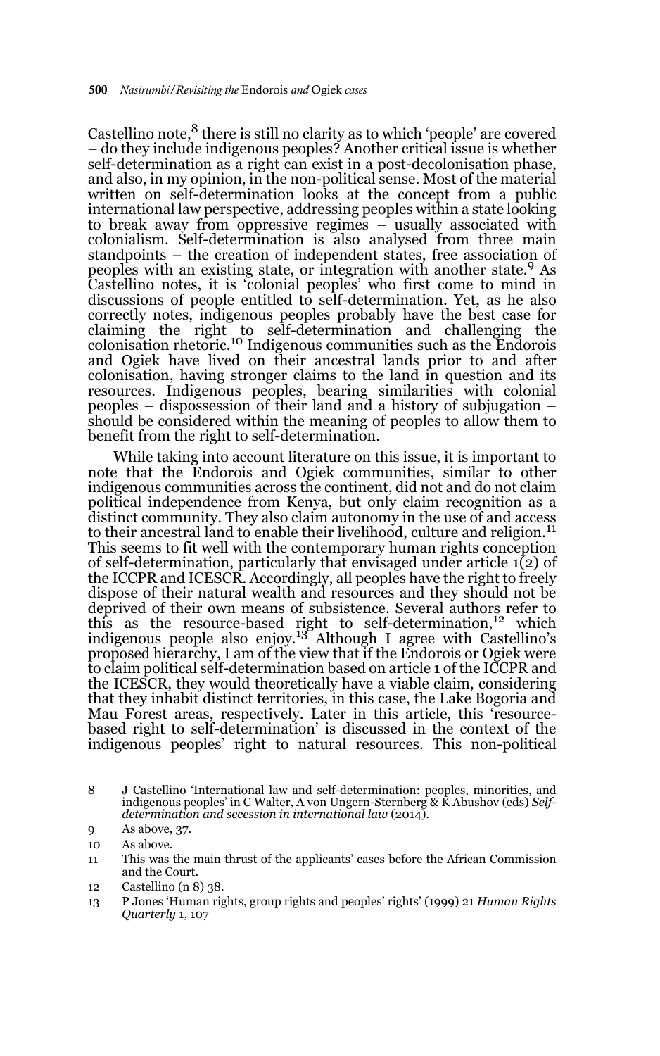Castellino note,[8] there is still no clarity as to which 'people' are covered – do they include indigenous peoples? Another critical issue is whether self-determination as a right can exist in a post-decolonisation phase, and also, in my opinion, in the non-political sense. Most of the material written on self-determination looks at the concept from a public international law perspective, addressing peoples within a state looking to break away from oppressive regimes – usually associated with colonialism. Self-determination is also analysed from three main standpoints – the creation of independent states, free association of peoples with an existing state, or integration with another state.[9] As Castellino notes, it is 'colonial peoples' who first come to mind in discussions of people entitled to self-determination. Yet, as he also correctly notes, indigenous peoples probably have the best case for claiming the right to self-determination and challenging the colonisation rhetoric.[10] Indigenous communities such as the Endorois and Ogiek have lived on their ancestral lands prior to and after colonisation, having stronger claims to the land in question and its resources. Indigenous peoples, bearing similarities with colonial peoples – dispossession of their land and a history of subjugation – should be considered within the meaning of peoples to allow them to benefit from the right to self-determination.

While taking into account literature on this issue, it is important to note that the Endorois and Ogiek communities, similar to other indigenous communities across the continent, did not and do not claim political independence from Kenya, but only claim recognition as a distinct community. They also claim autonomy in the use of and access to their ancestral land to enable their livelihood, culture and religion.[11] This seems to fit well with the contemporary human rights conception of self-determination, particularly that envisaged under article 1(2) of the ICCPR and ICESCR. Accordingly, all peoples have the right to freely dispose of their natural wealth and resources and they should not be deprived of their own means of subsistence. Several authors refer to this as the resource-based right to self-determination,[12] which indigenous people also enjoy.[13] Although I agree with Castellino's proposed hierarchy, I am of the view that if the Endorois or Ogiek were to claim political self-determination based on article 1 of the ICCPR and the ICESCR, they would theoretically have a viable claim, considering that they inhabit distinct territories, in this case, the Lake Bogoria and Mau Forest areas, respectively. Later in this article, this 'resource-based right to self-determination' is discussed in the context of the indigenous peoples' right to natural resources. This non-political

8 J Castellino 'International law and self-determination: peoples, minorities, and indigenous peoples' in C Walter, A von Ungern-Sternberg & K Abushov (eds) *Self-determination and secession in international law* (2014).

9 As above, 37.

10 As above.

11 This was the main thrust of the applicants' cases before the African Commission and the Court.

12 Castellino (n 8) 38.

13 P Jones 'Human rights, group rights and peoples' rights' (1999) 21 *Human Rights Quarterly* 1, 107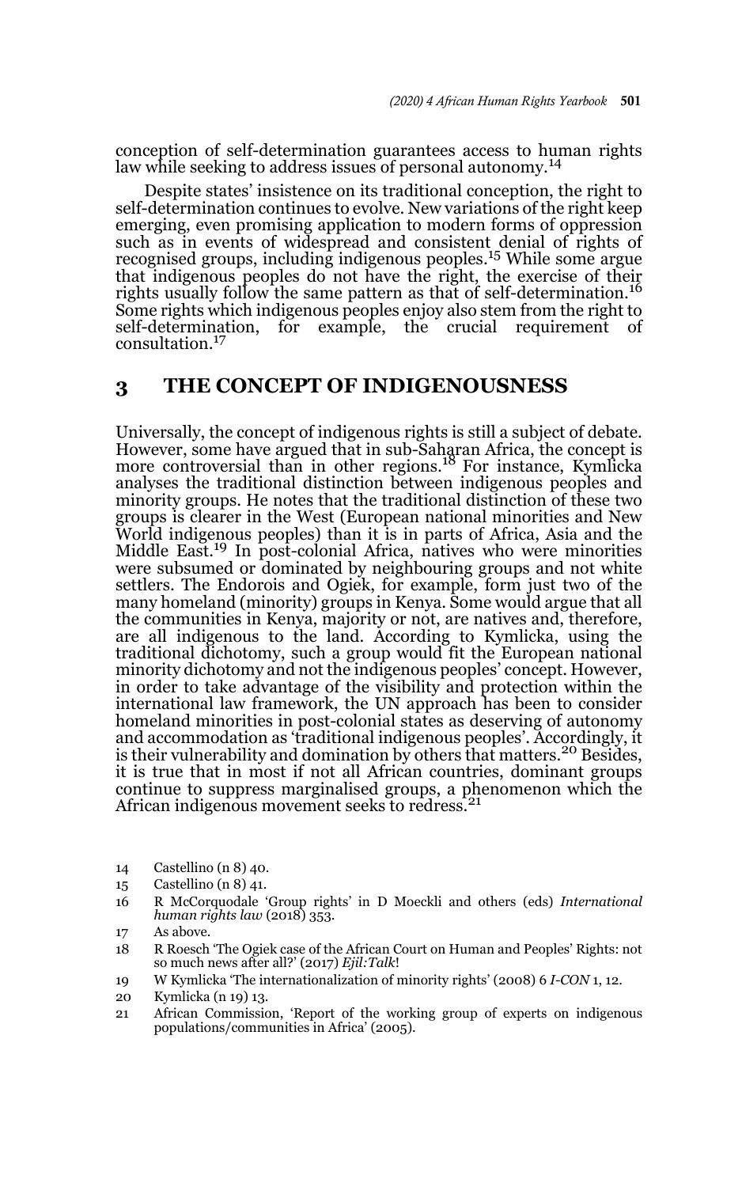conception of self-determination guarantees access to human rights law while seeking to address issues of personal autonomy.[14]

Despite states' insistence on its traditional conception, the right to self-determination continues to evolve. New variations of the right keep emerging, even promising application to modern forms of oppression such as in events of widespread and consistent denial of rights of recognised groups, including indigenous peoples.[15] While some argue that indigenous peoples do not have the right, the exercise of their rights usually follow the same pattern as that of self-determination.[16] Some rights which indigenous peoples enjoy also stem from the right to self-determination, for example, the crucial requirement of consultation.[17]

## 3 THE CONCEPT OF INDIGENOUSNESS

Universally, the concept of indigenous rights is still a subject of debate. However, some have argued that in sub-Saharan Africa, the concept is more controversial than in other regions.[18] For instance, Kymlicka analyses the traditional distinction between indigenous peoples and minority groups. He notes that the traditional distinction of these two groups is clearer in the West (European national minorities and New World indigenous peoples) than it is in parts of Africa, Asia and the Middle East.[19] In post-colonial Africa, natives who were minorities were subsumed or dominated by neighbouring groups and not white settlers. The Endorois and Ogiek, for example, form just two of the many homeland (minority) groups in Kenya. Some would argue that all the communities in Kenya, majority or not, are natives and, therefore, are all indigenous to the land. According to Kymlicka, using the traditional dichotomy, such a group would fit the European national minority dichotomy and not the indigenous peoples' concept. However, in order to take advantage of the visibility and protection within the international law framework, the UN approach has been to consider homeland minorities in post-colonial states as deserving of autonomy and accommodation as 'traditional indigenous peoples'. Accordingly, it is their vulnerability and domination by others that matters.[20] Besides, it is true that in most if not all African countries, dominant groups continue to suppress marginalised groups, a phenomenon which the African indigenous movement seeks to redress.[21]

14 Castellino (n 8) 40.

15 Castellino (n 8) 41.

16 R McCorquodale 'Group rights' in D Moeckli and others (eds) *International human rights law* (2018) 353.

17 As above.

18 R Roesch 'The Ogiek case of the African Court on Human and Peoples' Rights: not so much news after all?' (2017) *Ejil:Talk*!

19 W Kymlicka 'The internationalization of minority rights' (2008) 6 *I-CON* 1, 12.

20 Kymlicka (n 19) 13.

21 African Commission, 'Report of the working group of experts on indigenous populations/communities in Africa' (2005).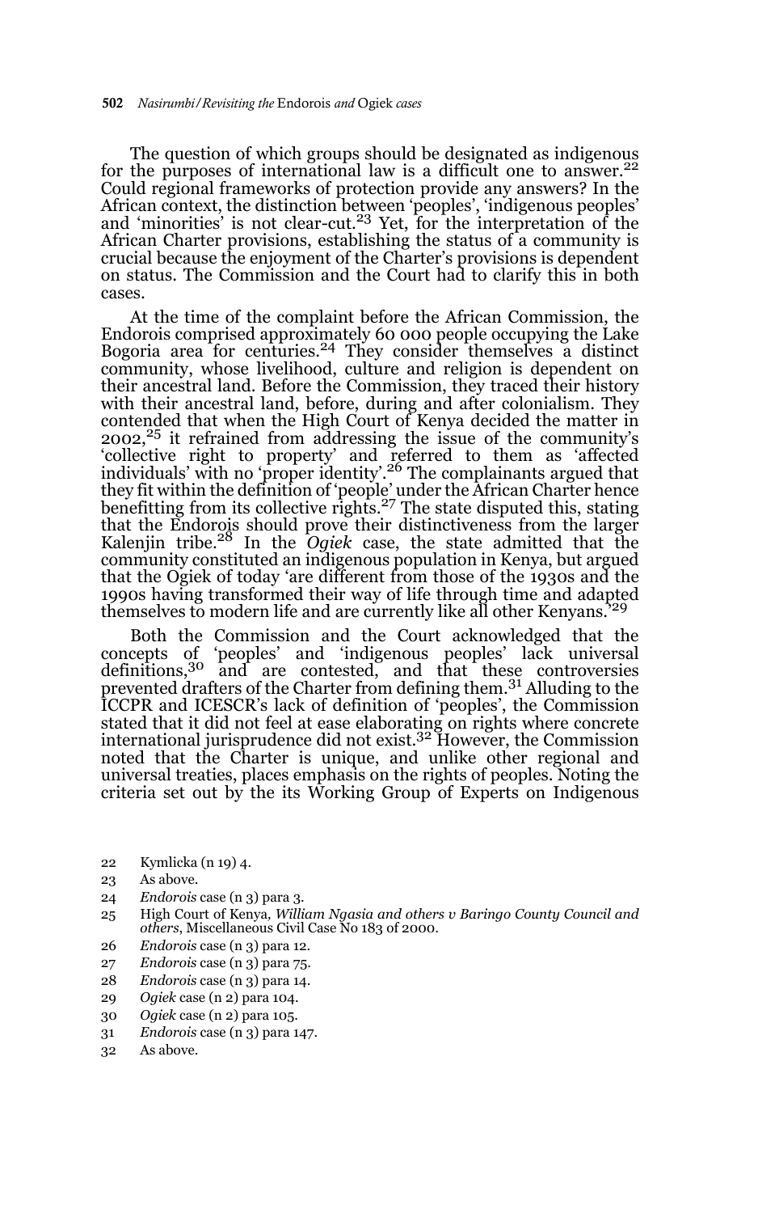The question of which groups should be designated as indigenous for the purposes of international law is a difficult one to answer.[22] Could regional frameworks of protection provide any answers? In the African context, the distinction between 'peoples', 'indigenous peoples' and 'minorities' is not clear-cut.[23] Yet, for the interpretation of the African Charter provisions, establishing the status of a community is crucial because the enjoyment of the Charter's provisions is dependent on status. The Commission and the Court had to clarify this in both cases.

At the time of the complaint before the African Commission, the Endorois comprised approximately 60 000 people occupying the Lake Bogoria area for centuries.[24] They consider themselves a distinct community, whose livelihood, culture and religion is dependent on their ancestral land. Before the Commission, they traced their history with their ancestral land, before, during and after colonialism. They contended that when the High Court of Kenya decided the matter in 2002,[25] it refrained from addressing the issue of the community's 'collective right to property' and referred to them as 'affected individuals' with no 'proper identity'.[26] The complainants argued that they fit within the definition of 'people' under the African Charter hence benefitting from its collective rights.[27] The state disputed this, stating that the Endorois should prove their distinctiveness from the larger Kalenjin tribe.[28] In the *Ogiek* case, the state admitted that the community constituted an indigenous population in Kenya, but argued that the Ogiek of today 'are different from those of the 1930s and the 1990s having transformed their way of life through time and adapted themselves to modern life and are currently like all other Kenyans.'[29]

Both the Commission and the Court acknowledged that the concepts of 'peoples' and 'indigenous peoples' lack universal definitions,[30] and are contested, and that these controversies prevented drafters of the Charter from defining them.[31] Alluding to the ICCPR and ICESCR's lack of definition of 'peoples', the Commission stated that it did not feel at ease elaborating on rights where concrete international jurisprudence did not exist.[32] However, the Commission noted that the Charter is unique, and unlike other regional and universal treaties, places emphasis on the rights of peoples. Noting the criteria set out by the its Working Group of Experts on Indigenous

22 Kymlicka (n 19) 4.

23 As above.

24 *Endorois* case (n 3) para 3.

25 High Court of Kenya, *William Ngasia and others v Baringo County Council and others*, Miscellaneous Civil Case No 183 of 2000.

26 *Endorois* case (n 3) para 12.

27 *Endorois* case (n 3) para 75.

28 *Endorois* case (n 3) para 14.

29 *Ogiek* case (n 2) para 104.

30 *Ogiek* case (n 2) para 105.

31 *Endorois* case (n 3) para 147.

32 As above.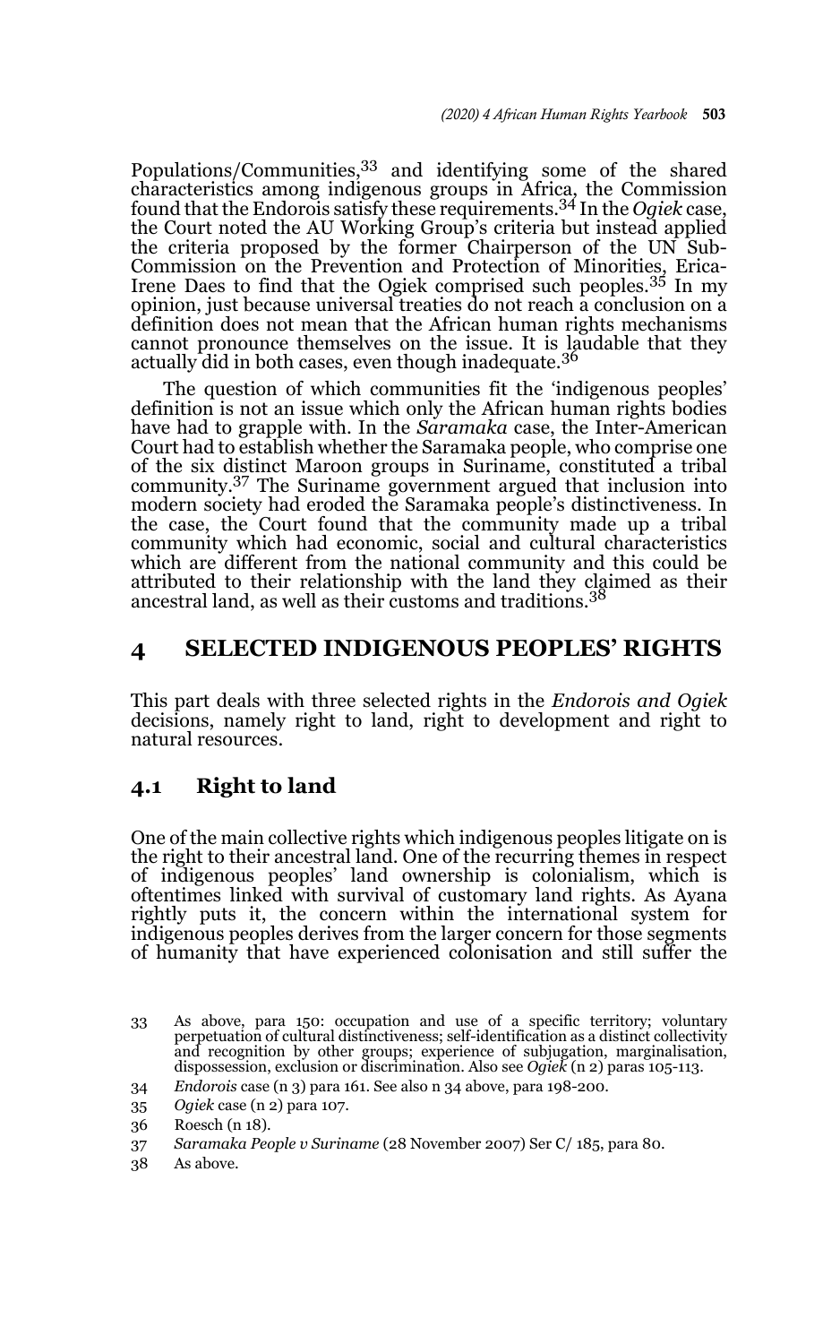Populations/Communities,[33] and identifying some of the shared characteristics among indigenous groups in Africa, the Commission found that the Endorois satisfy these requirements.[34] In the *Ogiek* case, the Court noted the AU Working Group's criteria but instead applied the criteria proposed by the former Chairperson of the UN Sub-Commission on the Prevention and Protection of Minorities, Erica-Irene Daes to find that the Ogiek comprised such peoples.[35] In my opinion, just because universal treaties do not reach a conclusion on a definition does not mean that the African human rights mechanisms cannot pronounce themselves on the issue. It is laudable that they actually did in both cases, even though inadequate.[36]

The question of which communities fit the 'indigenous peoples' definition is not an issue which only the African human rights bodies have had to grapple with. In the *Saramaka* case, the Inter-American Court had to establish whether the Saramaka people, who comprise one of the six distinct Maroon groups in Suriname, constituted a tribal community.[37] The Suriname government argued that inclusion into modern society had eroded the Saramaka people's distinctiveness. In the case, the Court found that the community made up a tribal community which had economic, social and cultural characteristics which are different from the national community and this could be attributed to their relationship with the land they claimed as their ancestral land, as well as their customs and traditions.[38]

## 4 SELECTED INDIGENOUS PEOPLES' RIGHTS

This part deals with three selected rights in the *Endorois and Ogiek* decisions, namely right to land, right to development and right to natural resources.

### 4.1 Right to land

One of the main collective rights which indigenous peoples litigate on is the right to their ancestral land. One of the recurring themes in respect of indigenous peoples' land ownership is colonialism, which is oftentimes linked with survival of customary land rights. As Ayana rightly puts it, the concern within the international system for indigenous peoples derives from the larger concern for those segments of humanity that have experienced colonisation and still suffer the

---

33 As above, para 150: occupation and use of a specific territory; voluntary perpetuation of cultural distinctiveness; self-identification as a distinct collectivity and recognition by other groups; experience of subjugation, marginalisation, dispossession, exclusion or discrimination. Also see *Ogiek* (n 2) paras 105-113.

34 *Endorois* case (n 3) para 161. See also n 34 above, para 198-200.

35 *Ogiek* case (n 2) para 107.

36 Roesch (n 18).

37 *Saramaka People v Suriname* (28 November 2007) Ser C/ 185, para 80.

38 As above.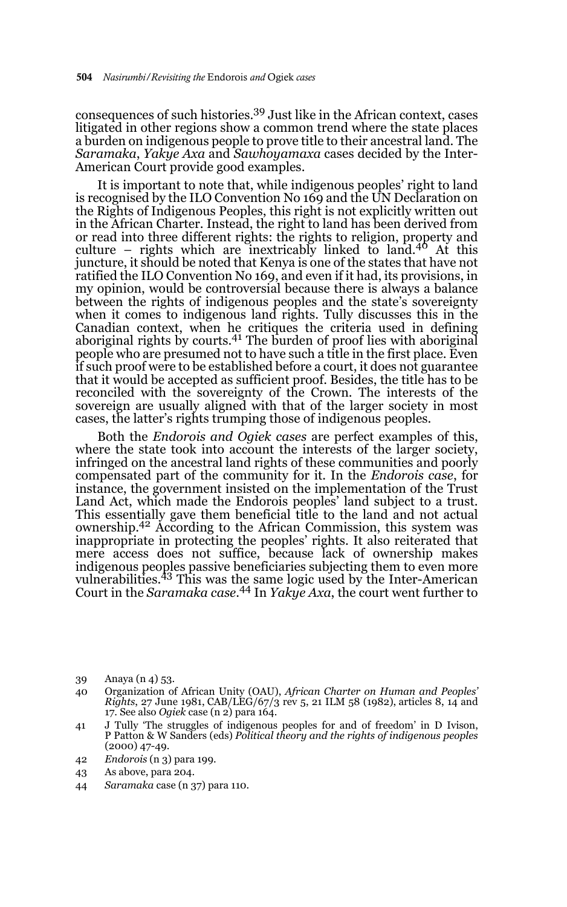consequences of such histories.[39] Just like in the African context, cases litigated in other regions show a common trend where the state places a burden on indigenous people to prove title to their ancestral land. The *Saramaka*, *Yakye Axa* and *Sawhoyamaxa* cases decided by the Inter-American Court provide good examples.

It is important to note that, while indigenous peoples' right to land is recognised by the ILO Convention No 169 and the UN Declaration on the Rights of Indigenous Peoples, this right is not explicitly written out in the African Charter. Instead, the right to land has been derived from or read into three different rights: the rights to religion, property and culture – rights which are inextricably linked to land.[40] At this juncture, it should be noted that Kenya is one of the states that have not ratified the ILO Convention No 169, and even if it had, its provisions, in my opinion, would be controversial because there is always a balance between the rights of indigenous peoples and the state's sovereignty when it comes to indigenous land rights. Tully discusses this in the Canadian context, when he critiques the criteria used in defining aboriginal rights by courts.[41] The burden of proof lies with aboriginal people who are presumed not to have such a title in the first place. Even if such proof were to be established before a court, it does not guarantee that it would be accepted as sufficient proof. Besides, the title has to be reconciled with the sovereignty of the Crown. The interests of the sovereign are usually aligned with that of the larger society in most cases, the latter's rights trumping those of indigenous peoples.

Both the *Endorois and Ogiek cases* are perfect examples of this, where the state took into account the interests of the larger society, infringed on the ancestral land rights of these communities and poorly compensated part of the community for it. In the *Endorois case*, for instance, the government insisted on the implementation of the Trust Land Act, which made the Endorois peoples' land subject to a trust. This essentially gave them beneficial title to the land and not actual ownership.[42] According to the African Commission, this system was inappropriate in protecting the peoples' rights. It also reiterated that mere access does not suffice, because lack of ownership makes indigenous peoples passive beneficiaries subjecting them to even more vulnerabilities.[43] This was the same logic used by the Inter-American Court in the *Saramaka case*.[44] In *Yakye Axa*, the court went further to

39 Anaya (n 4) 53.

40 Organization of African Unity (OAU), *African Charter on Human and Peoples' Rights*, 27 June 1981, CAB/LEG/67/3 rev 5, 21 ILM 58 (1982), articles 8, 14 and 17. See also *Ogiek* case (n 2) para 164.

41 J Tully 'The struggles of indigenous peoples for and of freedom' in D Ivison, P Patton & W Sanders (eds) *Political theory and the rights of indigenous peoples* (2000) 47-49.

42 *Endorois* (n 3) para 199.

43 As above, para 204.

44 *Saramaka* case (n 37) para 110.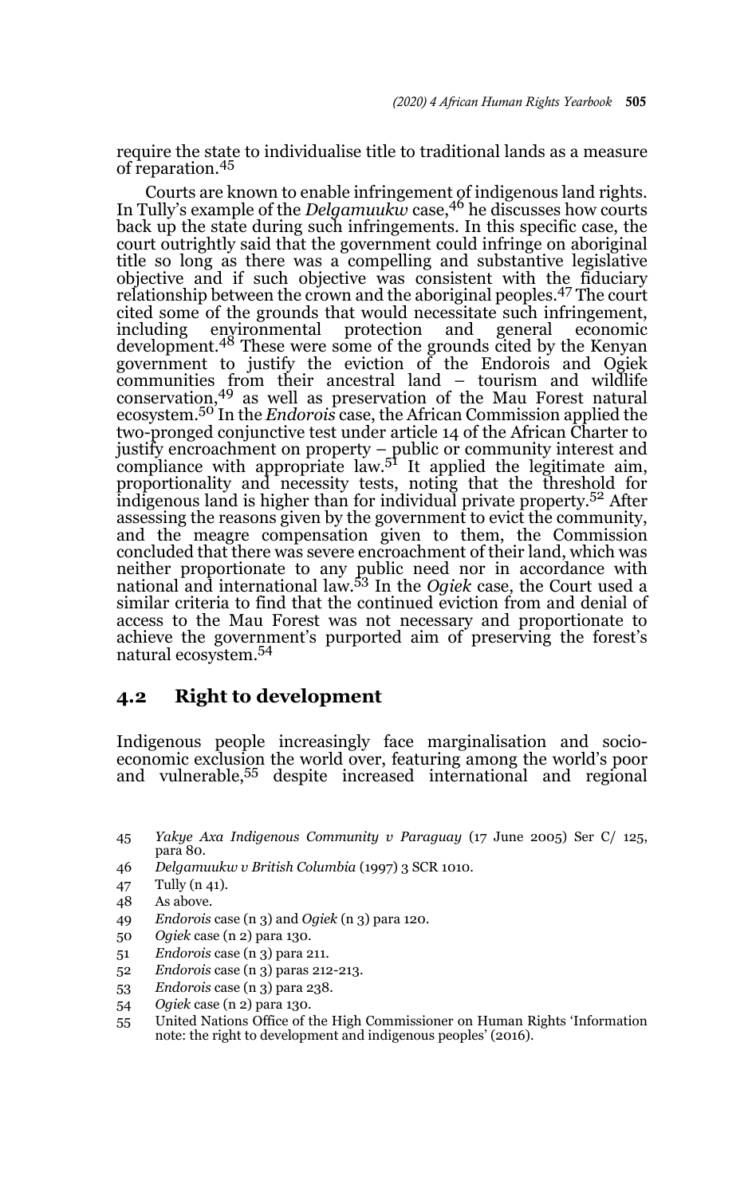require the state to individualise title to traditional lands as a measure of reparation.[45]

Courts are known to enable infringement of indigenous land rights. In Tully's example of the *Delgamuukw* case,[46] he discusses how courts back up the state during such infringements. In this specific case, the court outrightly said that the government could infringe on aboriginal title so long as there was a compelling and substantive legislative objective and if such objective was consistent with the fiduciary relationship between the crown and the aboriginal peoples.[47] The court cited some of the grounds that would necessitate such infringement, including environmental protection and general economic development.[48] These were some of the grounds cited by the Kenyan government to justify the eviction of the Endorois and Ogiek communities from their ancestral land – tourism and wildlife conservation,[49] as well as preservation of the Mau Forest natural ecosystem.[50] In the *Endorois* case, the African Commission applied the two-pronged conjunctive test under article 14 of the African Charter to justify encroachment on property – public or community interest and compliance with appropriate law.[51] It applied the legitimate aim, proportionality and necessity tests, noting that the threshold for indigenous land is higher than for individual private property.[52] After assessing the reasons given by the government to evict the community, and the meagre compensation given to them, the Commission concluded that there was severe encroachment of their land, which was neither proportionate to any public need nor in accordance with national and international law.[53] In the *Ogiek* case, the Court used a similar criteria to find that the continued eviction from and denial of access to the Mau Forest was not necessary and proportionate to achieve the government's purported aim of preserving the forest's natural ecosystem.[54]

## 4.2 Right to development

Indigenous people increasingly face marginalisation and socio-economic exclusion the world over, featuring among the world's poor and vulnerable,[55] despite increased international and regional

---

45 *Yakye Axa Indigenous Community v Paraguay* (17 June 2005) Ser C/ 125, para 80.

46 *Delgamuukw v British Columbia* (1997) 3 SCR 1010.

47 Tully (n 41).

48 As above.

49 *Endorois* case (n 3) and *Ogiek* (n 3) para 120.

50 *Ogiek* case (n 2) para 130.

51 *Endorois* case (n 3) para 211.

52 *Endorois* case (n 3) paras 212-213.

53 *Endorois* case (n 3) para 238.

54 *Ogiek* case (n 2) para 130.

55 United Nations Office of the High Commissioner on Human Rights 'Information note: the right to development and indigenous peoples' (2016).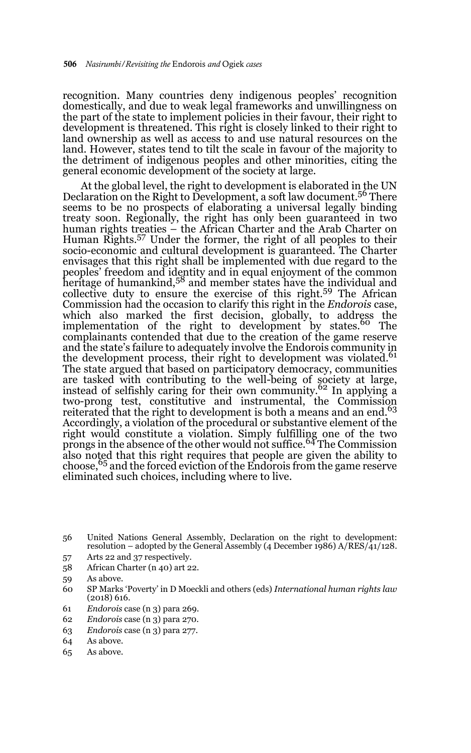recognition. Many countries deny indigenous peoples' recognition domestically, and due to weak legal frameworks and unwillingness on the part of the state to implement policies in their favour, their right to development is threatened. This right is closely linked to their right to land ownership as well as access to and use natural resources on the land. However, states tend to tilt the scale in favour of the majority to the detriment of indigenous peoples and other minorities, citing the general economic development of the society at large.

At the global level, the right to development is elaborated in the UN Declaration on the Right to Development, a soft law document.[56] There seems to be no prospects of elaborating a universal legally binding treaty soon. Regionally, the right has only been guaranteed in two human rights treaties – the African Charter and the Arab Charter on Human Rights.[57] Under the former, the right of all peoples to their socio-economic and cultural development is guaranteed. The Charter envisages that this right shall be implemented with due regard to the peoples' freedom and identity and in equal enjoyment of the common heritage of humankind,[58] and member states have the individual and collective duty to ensure the exercise of this right.[59] The African Commission had the occasion to clarify this right in the *Endorois* case, which also marked the first decision, globally, to address the implementation of the right to development by states.[60] The complainants contended that due to the creation of the game reserve and the state's failure to adequately involve the Endorois community in the development process, their right to development was violated.[61] The state argued that based on participatory democracy, communities are tasked with contributing to the well-being of society at large, instead of selfishly caring for their own community.[62] In applying a two-prong test, constitutive and instrumental, the Commission reiterated that the right to development is both a means and an end.[63] Accordingly, a violation of the procedural or substantive element of the right would constitute a violation. Simply fulfilling one of the two prongs in the absence of the other would not suffice.[64] The Commission also noted that this right requires that people are given the ability to choose,[65] and the forced eviction of the Endorois from the game reserve eliminated such choices, including where to live.

56 United Nations General Assembly, Declaration on the right to development: resolution – adopted by the General Assembly (4 December 1986) A/RES/41/128.

57 Arts 22 and 37 respectively.

58 African Charter (n 40) art 22.

59 As above.

60 SP Marks 'Poverty' in D Moeckli and others (eds) *International human rights law* (2018) 616.

61 *Endorois* case (n 3) para 269.

62 *Endorois* case (n 3) para 270.

63 *Endorois* case (n 3) para 277.

64 As above.

65 As above.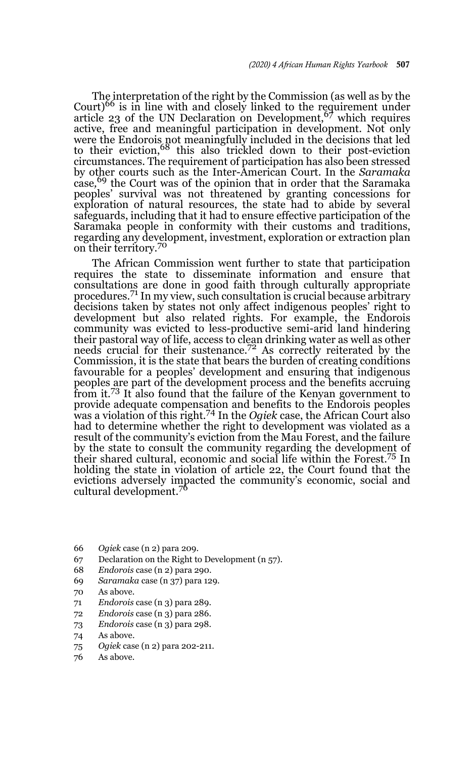The interpretation of the right by the Commission (as well as by the Court)[66] is in line with and closely linked to the requirement under article 23 of the UN Declaration on Development,[67] which requires active, free and meaningful participation in development. Not only were the Endorois not meaningfully included in the decisions that led to their eviction,[68] this also trickled down to their post-eviction circumstances. The requirement of participation has also been stressed by other courts such as the Inter-American Court. In the *Saramaka* case,[69] the Court was of the opinion that in order that the Saramaka peoples' survival was not threatened by granting concessions for exploration of natural resources, the state had to abide by several safeguards, including that it had to ensure effective participation of the Saramaka people in conformity with their customs and traditions, regarding any development, investment, exploration or extraction plan on their territory.[70]

The African Commission went further to state that participation requires the state to disseminate information and ensure that consultations are done in good faith through culturally appropriate procedures.[71] In my view, such consultation is crucial because arbitrary decisions taken by states not only affect indigenous peoples' right to development but also related rights. For example, the Endorois community was evicted to less-productive semi-arid land hindering their pastoral way of life, access to clean drinking water as well as other needs crucial for their sustenance.[72] As correctly reiterated by the Commission, it is the state that bears the burden of creating conditions favourable for a peoples' development and ensuring that indigenous peoples are part of the development process and the benefits accruing from it.[73] It also found that the failure of the Kenyan government to provide adequate compensation and benefits to the Endorois peoples was a violation of this right.[74] In the *Ogiek* case, the African Court also had to determine whether the right to development was violated as a result of the community's eviction from the Mau Forest, and the failure by the state to consult the community regarding the development of their shared cultural, economic and social life within the Forest.[75] In holding the state in violation of article 22, the Court found that the evictions adversely impacted the community's economic, social and cultural development.[76]

66 *Ogiek* case (n 2) para 209.
67 Declaration on the Right to Development (n 57).
68 *Endorois* case (n 2) para 290.
69 *Saramaka* case (n 37) para 129.
70 As above.
71 *Endorois* case (n 3) para 289.
72 *Endorois* case (n 3) para 286.
73 *Endorois* case (n 3) para 298.
74 As above.
75 *Ogiek* case (n 2) para 202-211.
76 As above.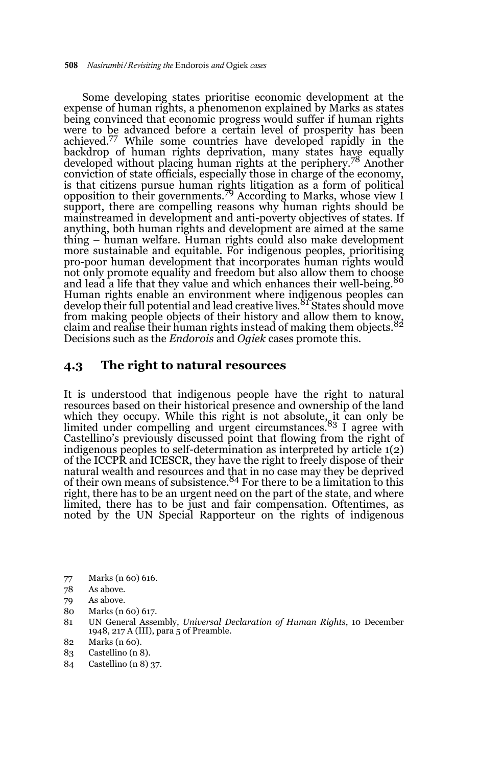Some developing states prioritise economic development at the expense of human rights, a phenomenon explained by Marks as states being convinced that economic progress would suffer if human rights were to be advanced before a certain level of prosperity has been achieved.[77] While some countries have developed rapidly in the backdrop of human rights deprivation, many states have equally developed without placing human rights at the periphery.[78] Another conviction of state officials, especially those in charge of the economy, is that citizens pursue human rights litigation as a form of political opposition to their governments.[79] According to Marks, whose view I support, there are compelling reasons why human rights should be mainstreamed in development and anti-poverty objectives of states. If anything, both human rights and development are aimed at the same thing – human welfare. Human rights could also make development more sustainable and equitable. For indigenous peoples, prioritising pro-poor human development that incorporates human rights would not only promote equality and freedom but also allow them to choose and lead a life that they value and which enhances their well-being.[80] Human rights enable an environment where indigenous peoples can develop their full potential and lead creative lives.[81] States should move from making people objects of their history and allow them to know, claim and realise their human rights instead of making them objects.[82] Decisions such as the *Endorois* and *Ogiek* cases promote this.

## 4.3 The right to natural resources

It is understood that indigenous people have the right to natural resources based on their historical presence and ownership of the land which they occupy. While this right is not absolute, it can only be limited under compelling and urgent circumstances.[83] I agree with Castellino's previously discussed point that flowing from the right of indigenous peoples to self-determination as interpreted by article 1(2) of the ICCPR and ICESCR, they have the right to freely dispose of their natural wealth and resources and that in no case may they be deprived of their own means of subsistence.[84] For there to be a limitation to this right, there has to be an urgent need on the part of the state, and where limited, there has to be just and fair compensation. Oftentimes, as noted by the UN Special Rapporteur on the rights of indigenous

77 Marks (n 60) 616.

78 As above.

79 As above.

80 Marks (n 60) 617.

81 UN General Assembly, *Universal Declaration of Human Rights*, 10 December 1948, 217 A (III), para 5 of Preamble.

82 Marks (n 60).

83 Castellino (n 8).

84 Castellino (n 8) 37.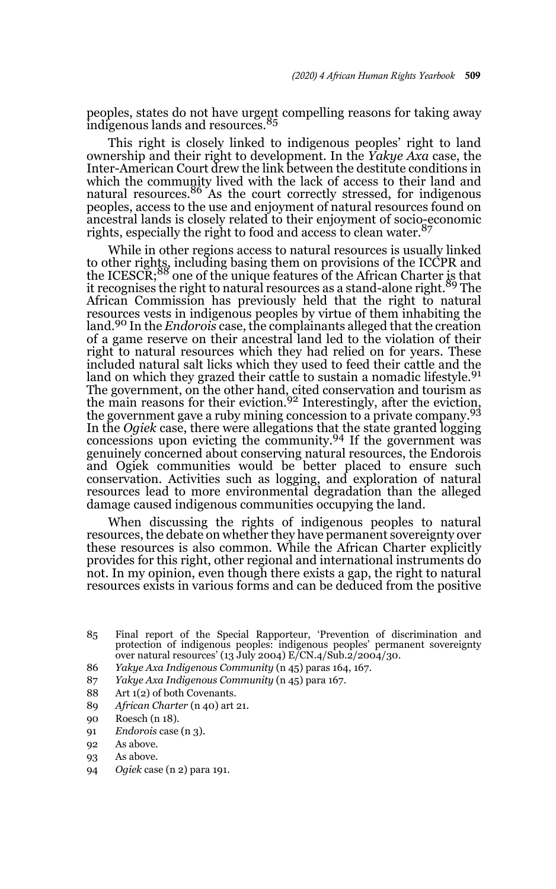peoples, states do not have urgent compelling reasons for taking away indigenous lands and resources.[85]

This right is closely linked to indigenous peoples' right to land ownership and their right to development. In the *Yakye Axa* case, the Inter-American Court drew the link between the destitute conditions in which the community lived with the lack of access to their land and natural resources.[86] As the court correctly stressed, for indigenous peoples, access to the use and enjoyment of natural resources found on ancestral lands is closely related to their enjoyment of socio-economic rights, especially the right to food and access to clean water.[87]

While in other regions access to natural resources is usually linked to other rights, including basing them on provisions of the ICCPR and the ICESCR;[88] one of the unique features of the African Charter is that it recognises the right to natural resources as a stand-alone right.[89] The African Commission has previously held that the right to natural resources vests in indigenous peoples by virtue of them inhabiting the land.[90] In the *Endorois* case, the complainants alleged that the creation of a game reserve on their ancestral land led to the violation of their right to natural resources which they had relied on for years. These included natural salt licks which they used to feed their cattle and the land on which they grazed their cattle to sustain a nomadic lifestyle.[91] The government, on the other hand, cited conservation and tourism as the main reasons for their eviction.[92] Interestingly, after the eviction, the government gave a ruby mining concession to a private company.[93] In the *Ogiek* case, there were allegations that the state granted logging concessions upon evicting the community.[94] If the government was genuinely concerned about conserving natural resources, the Endorois and Ogiek communities would be better placed to ensure such conservation. Activities such as logging, and exploration of natural resources lead to more environmental degradation than the alleged damage caused indigenous communities occupying the land.

When discussing the rights of indigenous peoples to natural resources, the debate on whether they have permanent sovereignty over these resources is also common. While the African Charter explicitly provides for this right, other regional and international instruments do not. In my opinion, even though there exists a gap, the right to natural resources exists in various forms and can be deduced from the positive

---

85 Final report of the Special Rapporteur, 'Prevention of discrimination and protection of indigenous peoples: indigenous peoples' permanent sovereignty over natural resources' (13 July 2004) E/CN.4/Sub.2/2004/30.

86 *Yakye Axa Indigenous Community* (n 45) paras 164, 167.

87 *Yakye Axa Indigenous Community* (n 45) para 167.

88 Art 1(2) of both Covenants.

89 *African Charter* (n 40) art 21.

90 Roesch (n 18).

91 *Endorois* case (n 3).

92 As above.

93 As above.

94 *Ogiek* case (n 2) para 191.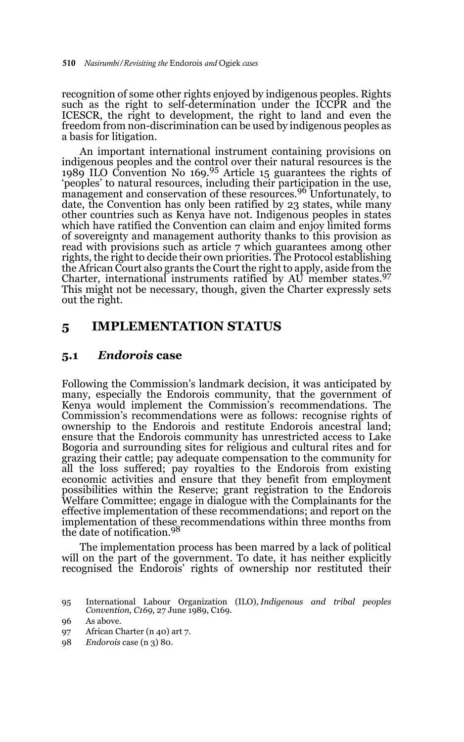recognition of some other rights enjoyed by indigenous peoples. Rights such as the right to self-determination under the ICCPR and the ICESCR, the right to development, the right to land and even the freedom from non-discrimination can be used by indigenous peoples as a basis for litigation.

An important international instrument containing provisions on indigenous peoples and the control over their natural resources is the 1989 ILO Convention No 169.[95] Article 15 guarantees the rights of 'peoples' to natural resources, including their participation in the use, management and conservation of these resources.[96] Unfortunately, to date, the Convention has only been ratified by 23 states, while many other countries such as Kenya have not. Indigenous peoples in states which have ratified the Convention can claim and enjoy limited forms of sovereignty and management authority thanks to this provision as read with provisions such as article 7 which guarantees among other rights, the right to decide their own priorities. The Protocol establishing the African Court also grants the Court the right to apply, aside from the Charter, international instruments ratified by AU member states.[97] This might not be necessary, though, given the Charter expressly sets out the right.

## 5 IMPLEMENTATION STATUS

### 5.1 *Endorois* case

Following the Commission's landmark decision, it was anticipated by many, especially the Endorois community, that the government of Kenya would implement the Commission's recommendations. The Commission's recommendations were as follows: recognise rights of ownership to the Endorois and restitute Endorois ancestral land; ensure that the Endorois community has unrestricted access to Lake Bogoria and surrounding sites for religious and cultural rites and for grazing their cattle; pay adequate compensation to the community for all the loss suffered; pay royalties to the Endorois from existing economic activities and ensure that they benefit from employment possibilities within the Reserve; grant registration to the Endorois Welfare Committee; engage in dialogue with the Complainants for the effective implementation of these recommendations; and report on the implementation of these recommendations within three months from the date of notification.[98]

The implementation process has been marred by a lack of political will on the part of the government. To date, it has neither explicitly recognised the Endorois' rights of ownership nor restituted their

95 International Labour Organization (ILO), *Indigenous and tribal peoples Convention, C169*, 27 June 1989, C169.

96 As above.

97 African Charter (n 40) art 7.

98 *Endorois* case (n 3) 80.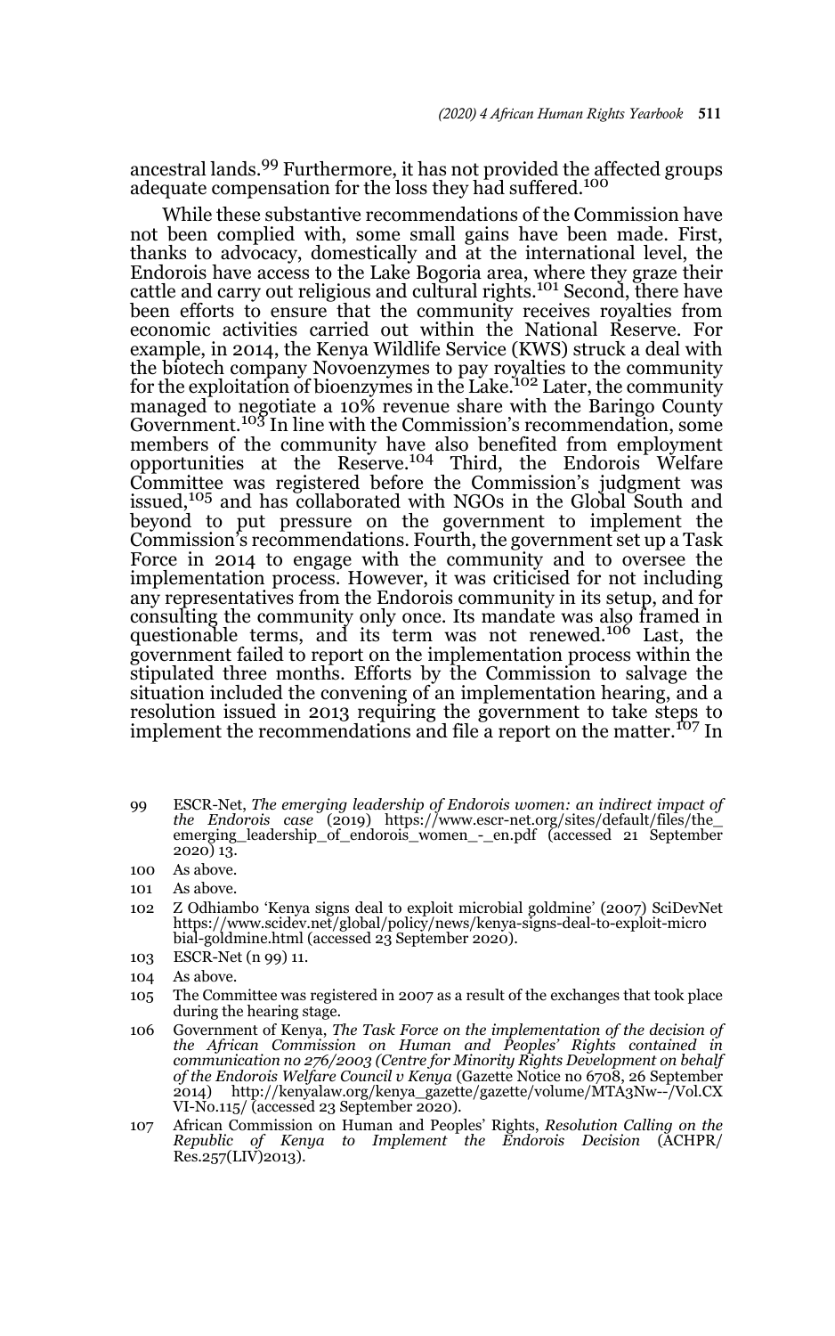ancestral lands.[99] Furthermore, it has not provided the affected groups adequate compensation for the loss they had suffered.[100]

While these substantive recommendations of the Commission have not been complied with, some small gains have been made. First, thanks to advocacy, domestically and at the international level, the Endorois have access to the Lake Bogoria area, where they graze their cattle and carry out religious and cultural rights.[101] Second, there have been efforts to ensure that the community receives royalties from economic activities carried out within the National Reserve. For example, in 2014, the Kenya Wildlife Service (KWS) struck a deal with the biotech company Novoenzymes to pay royalties to the community for the exploitation of bioenzymes in the Lake.[102] Later, the community managed to negotiate a 10% revenue share with the Baringo County Government.[103] In line with the Commission's recommendation, some members of the community have also benefited from employment opportunities at the Reserve.[104] Third, the Endorois Welfare Committee was registered before the Commission's judgment was issued,[105] and has collaborated with NGOs in the Global South and beyond to put pressure on the government to implement the Commission's recommendations. Fourth, the government set up a Task Force in 2014 to engage with the community and to oversee the implementation process. However, it was criticised for not including any representatives from the Endorois community in its setup, and for consulting the community only once. Its mandate was also framed in questionable terms, and its term was not renewed.[106] Last, the government failed to report on the implementation process within the stipulated three months. Efforts by the Commission to salvage the situation included the convening of an implementation hearing, and a resolution issued in 2013 requiring the government to take steps to implement the recommendations and file a report on the matter.[107] In

99 ESCR-Net, *The emerging leadership of Endorois women: an indirect impact of the Endorois case* (2019) https://www.escr-net.org/sites/default/files/the_emerging_leadership_of_endorois_women_-_en.pdf (accessed 21 September 2020) 13.

100 As above.

101 As above.

102 Z Odhiambo 'Kenya signs deal to exploit microbial goldmine' (2007) SciDevNet https://www.scidev.net/global/policy/news/kenya-signs-deal-to-exploit-microbial-goldmine.html (accessed 23 September 2020).

103 ESCR-Net (n 99) 11.

104 As above.

105 The Committee was registered in 2007 as a result of the exchanges that took place during the hearing stage.

106 Government of Kenya, *The Task Force on the implementation of the decision of the African Commission on Human and Peoples' Rights contained in communication no 276/2003 (Centre for Minority Rights Development on behalf of the Endorois Welfare Council v Kenya* (Gazette Notice no 6708, 26 September 2014) http://kenyalaw.org/kenya_gazette/gazette/volume/MTA3Nw--/Vol.CXVI-No.115/ (accessed 23 September 2020).

107 African Commission on Human and Peoples' Rights, *Resolution Calling on the Republic of Kenya to Implement the Endorois Decision* (ACHPR/Res.257(LIV)2013).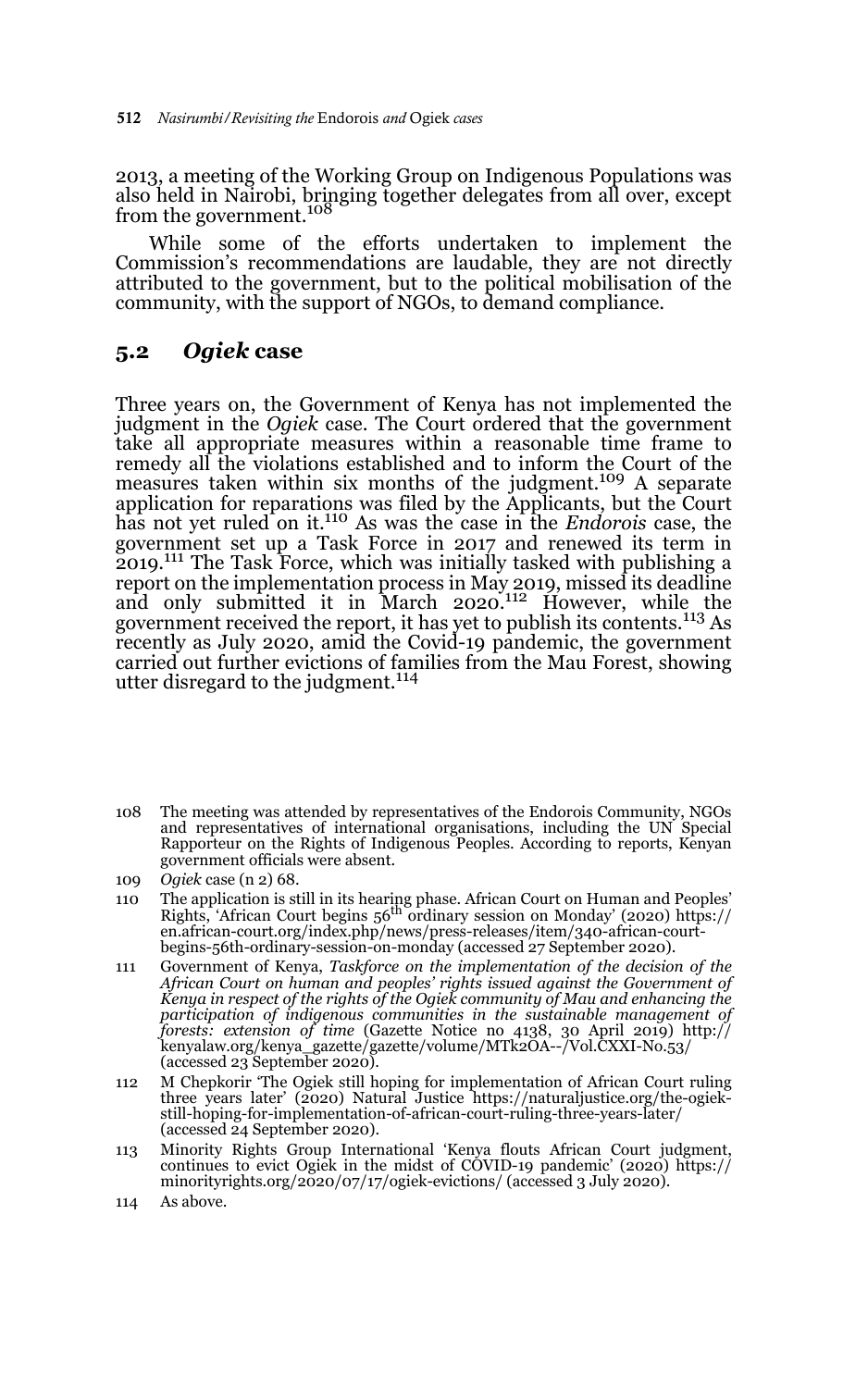2013, a meeting of the Working Group on Indigenous Populations was also held in Nairobi, bringing together delegates from all over, except from the government.[108]

While some of the efforts undertaken to implement the Commission's recommendations are laudable, they are not directly attributed to the government, but to the political mobilisation of the community, with the support of NGOs, to demand compliance.

## 5.2 *Ogiek* case

Three years on, the Government of Kenya has not implemented the judgment in the *Ogiek* case. The Court ordered that the government take all appropriate measures within a reasonable time frame to remedy all the violations established and to inform the Court of the measures taken within six months of the judgment.[109] A separate application for reparations was filed by the Applicants, but the Court has not yet ruled on it.[110] As was the case in the *Endorois* case, the government set up a Task Force in 2017 and renewed its term in 2019.[111] The Task Force, which was initially tasked with publishing a report on the implementation process in May 2019, missed its deadline and only submitted it in March 2020.[112] However, while the government received the report, it has yet to publish its contents.[113] As recently as July 2020, amid the Covid-19 pandemic, the government carried out further evictions of families from the Mau Forest, showing utter disregard to the judgment.[114]

108 The meeting was attended by representatives of the Endorois Community, NGOs and representatives of international organisations, including the UN Special Rapporteur on the Rights of Indigenous Peoples. According to reports, Kenyan government officials were absent.

109 *Ogiek* case (n 2) 68.

110 The application is still in its hearing phase. African Court on Human and Peoples' Rights, 'African Court begins 56th ordinary session on Monday' (2020) https://en.african-court.org/index.php/news/press-releases/item/340-african-court-begins-56th-ordinary-session-on-monday (accessed 27 September 2020).

111 Government of Kenya, *Taskforce on the implementation of the decision of the African Court on human and peoples' rights issued against the Government of Kenya in respect of the rights of the Ogiek community of Mau and enhancing the participation of indigenous communities in the sustainable management of forests: extension of time* (Gazette Notice no 4138, 30 April 2019) http://kenyalaw.org/kenya_gazette/gazette/volume/MTk2OA--/Vol.CXXI-No.53/ (accessed 23 September 2020).

112 M Chepkorir 'The Ogiek still hoping for implementation of African Court ruling three years later' (2020) Natural Justice https://naturaljustice.org/the-ogiek-still-hoping-for-implementation-of-african-court-ruling-three-years-later/ (accessed 24 September 2020).

113 Minority Rights Group International 'Kenya flouts African Court judgment, continues to evict Ogiek in the midst of COVID-19 pandemic' (2020) https://minorityrights.org/2020/07/17/ogiek-evictions/ (accessed 3 July 2020).

114 As above.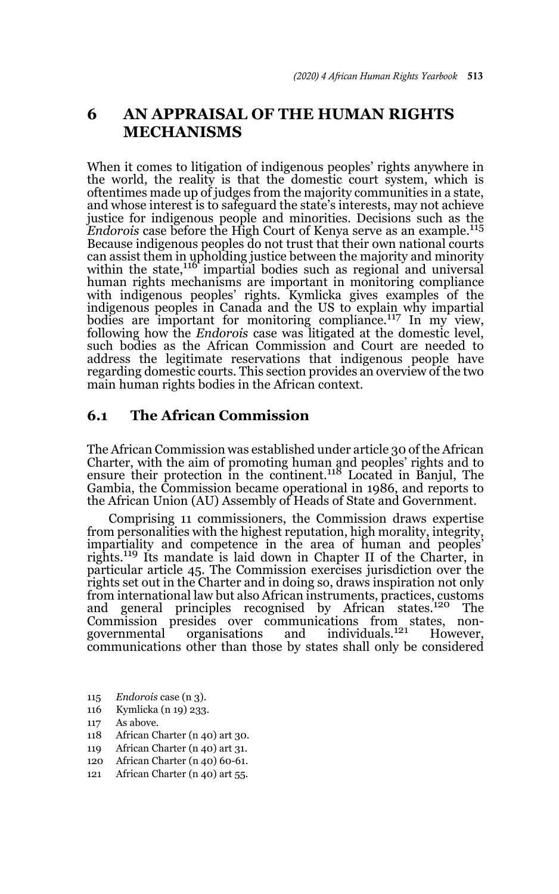## 6 AN APPRAISAL OF THE HUMAN RIGHTS MECHANISMS

When it comes to litigation of indigenous peoples' rights anywhere in the world, the reality is that the domestic court system, which is oftentimes made up of judges from the majority communities in a state, and whose interest is to safeguard the state's interests, may not achieve justice for indigenous people and minorities. Decisions such as the *Endorois* case before the High Court of Kenya serve as an example.[115] Because indigenous peoples do not trust that their own national courts can assist them in upholding justice between the majority and minority within the state,[116] impartial bodies such as regional and universal human rights mechanisms are important in monitoring compliance with indigenous peoples' rights. Kymlicka gives examples of the indigenous peoples in Canada and the US to explain why impartial bodies are important for monitoring compliance.[117] In my view, following how the *Endorois* case was litigated at the domestic level, such bodies as the African Commission and Court are needed to address the legitimate reservations that indigenous people have regarding domestic courts. This section provides an overview of the two main human rights bodies in the African context.

### 6.1 The African Commission

The African Commission was established under article 30 of the African Charter, with the aim of promoting human and peoples' rights and to ensure their protection in the continent.[118] Located in Banjul, The Gambia, the Commission became operational in 1986, and reports to the African Union (AU) Assembly of Heads of State and Government.

Comprising 11 commissioners, the Commission draws expertise from personalities with the highest reputation, high morality, integrity, impartiality and competence in the area of human and peoples' rights.[119] Its mandate is laid down in Chapter II of the Charter, in particular article 45. The Commission exercises jurisdiction over the rights set out in the Charter and in doing so, draws inspiration not only from international law but also African instruments, practices, customs and general principles recognised by African states.[120] The Commission presides over communications from states, non-governmental organisations and individuals.[121] However, communications other than those by states shall only be considered

115 *Endorois* case (n 3).

116 Kymlicka (n 19) 233.

117 As above.

118 African Charter (n 40) art 30.

119 African Charter (n 40) art 31.

120 African Charter (n 40) 60-61.

121 African Charter (n 40) art 55.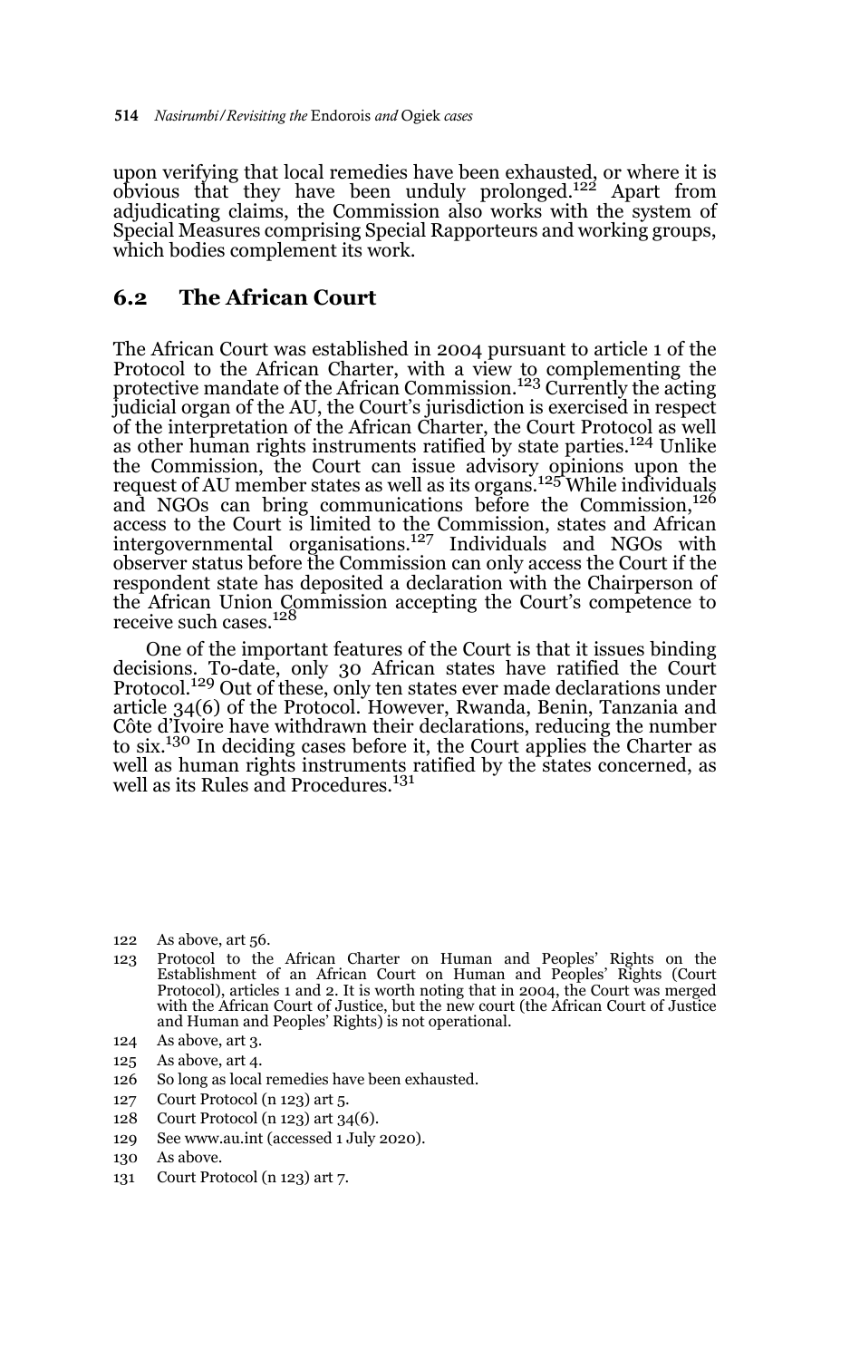upon verifying that local remedies have been exhausted, or where it is obvious that they have been unduly prolonged.[122] Apart from adjudicating claims, the Commission also works with the system of Special Measures comprising Special Rapporteurs and working groups, which bodies complement its work.

## 6.2 The African Court

The African Court was established in 2004 pursuant to article 1 of the Protocol to the African Charter, with a view to complementing the protective mandate of the African Commission.[123] Currently the acting judicial organ of the AU, the Court's jurisdiction is exercised in respect of the interpretation of the African Charter, the Court Protocol as well as other human rights instruments ratified by state parties.[124] Unlike the Commission, the Court can issue advisory opinions upon the request of AU member states as well as its organs.[125] While individuals and NGOs can bring communications before the Commission,[126] access to the Court is limited to the Commission, states and African intergovernmental organisations.[127] Individuals and NGOs with observer status before the Commission can only access the Court if the respondent state has deposited a declaration with the Chairperson of the African Union Commission accepting the Court's competence to receive such cases.[128]

One of the important features of the Court is that it issues binding decisions. To-date, only 30 African states have ratified the Court Protocol.[129] Out of these, only ten states ever made declarations under article 34(6) of the Protocol. However, Rwanda, Benin, Tanzania and Côte d'Ivoire have withdrawn their declarations, reducing the number to six.[130] In deciding cases before it, the Court applies the Charter as well as human rights instruments ratified by the states concerned, as well as its Rules and Procedures.[131]

122 As above, art 56.

123 Protocol to the African Charter on Human and Peoples' Rights on the Establishment of an African Court on Human and Peoples' Rights (Court Protocol), articles 1 and 2. It is worth noting that in 2004, the Court was merged with the African Court of Justice, but the new court (the African Court of Justice and Human and Peoples' Rights) is not operational.

124 As above, art 3.

125 As above, art 4.

126 So long as local remedies have been exhausted.

127 Court Protocol (n 123) art 5.

128 Court Protocol (n 123) art 34(6).

129 See www.au.int (accessed 1 July 2020).

130 As above.

131 Court Protocol (n 123) art 7.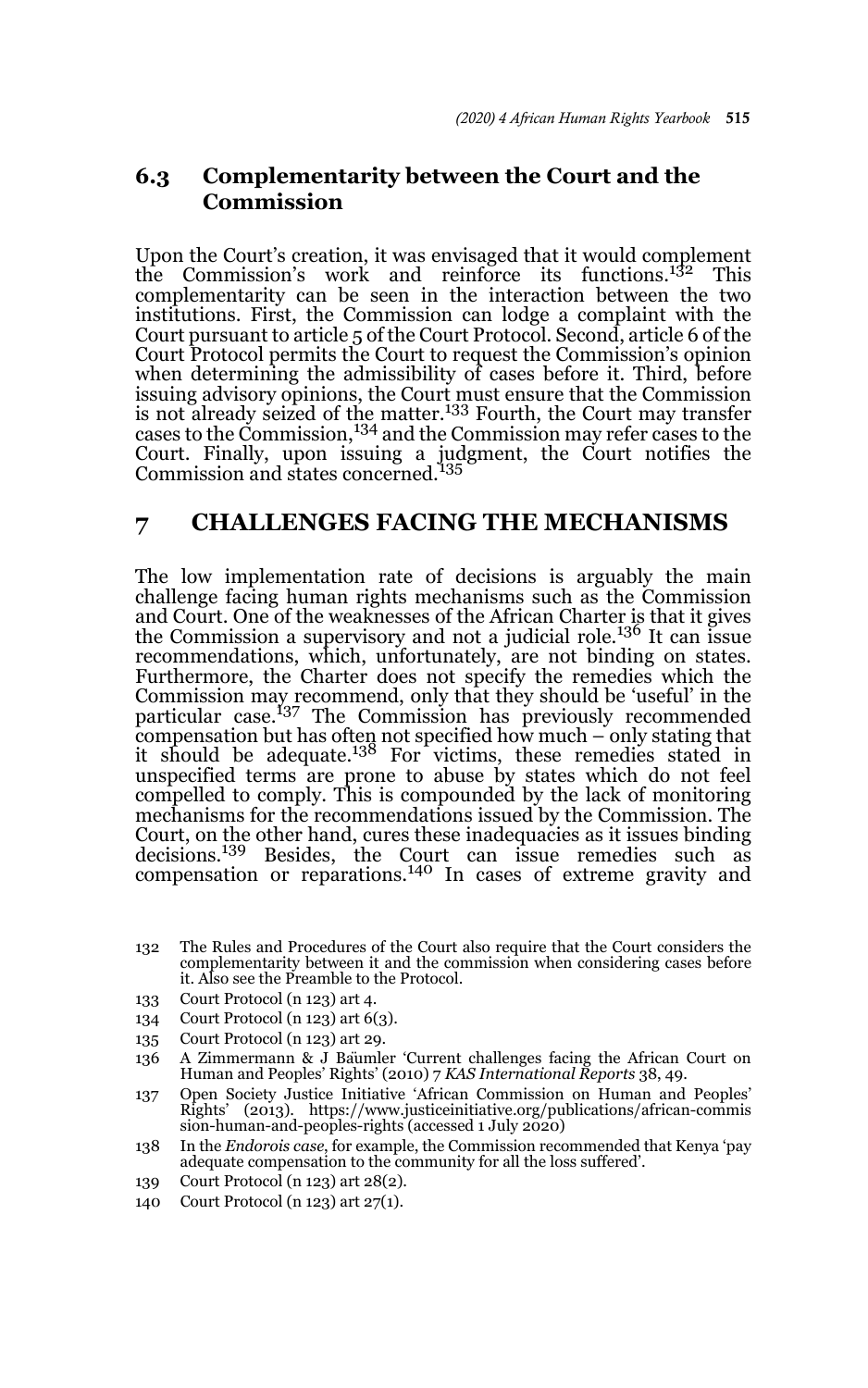### 6.3 Complementarity between the Court and the Commission

Upon the Court's creation, it was envisaged that it would complement the Commission's work and reinforce its functions.[132] This complementarity can be seen in the interaction between the two institutions. First, the Commission can lodge a complaint with the Court pursuant to article 5 of the Court Protocol. Second, article 6 of the Court Protocol permits the Court to request the Commission's opinion when determining the admissibility of cases before it. Third, before issuing advisory opinions, the Court must ensure that the Commission is not already seized of the matter.[133] Fourth, the Court may transfer cases to the Commission,[134] and the Commission may refer cases to the Court. Finally, upon issuing a judgment, the Court notifies the Commission and states concerned.[135]

## 7 CHALLENGES FACING THE MECHANISMS

The low implementation rate of decisions is arguably the main challenge facing human rights mechanisms such as the Commission and Court. One of the weaknesses of the African Charter is that it gives the Commission a supervisory and not a judicial role.[136] It can issue recommendations, which, unfortunately, are not binding on states. Furthermore, the Charter does not specify the remedies which the Commission may recommend, only that they should be 'useful' in the particular case.[137] The Commission has previously recommended compensation but has often not specified how much – only stating that it should be adequate.[138] For victims, these remedies stated in unspecified terms are prone to abuse by states which do not feel compelled to comply. This is compounded by the lack of monitoring mechanisms for the recommendations issued by the Commission. The Court, on the other hand, cures these inadequacies as it issues binding decisions.[139] Besides, the Court can issue remedies such as compensation or reparations.[140] In cases of extreme gravity and

132 The Rules and Procedures of the Court also require that the Court considers the complementarity between it and the commission when considering cases before it. Also see the Preamble to the Protocol.

133 Court Protocol (n 123) art 4.

134 Court Protocol (n 123) art 6(3).

135 Court Protocol (n 123) art 29.

136 A Zimmermann & J Bäumler 'Current challenges facing the African Court on Human and Peoples' Rights' (2010) 7 *KAS International Reports* 38, 49.

137 Open Society Justice Initiative 'African Commission on Human and Peoples' Rights' (2013). https://www.justiceinitiative.org/publications/african-commission-human-and-peoples-rights (accessed 1 July 2020)

138 In the *Endorois case*, for example, the Commission recommended that Kenya 'pay adequate compensation to the community for all the loss suffered'.

139 Court Protocol (n 123) art 28(2).

140 Court Protocol (n 123) art 27(1).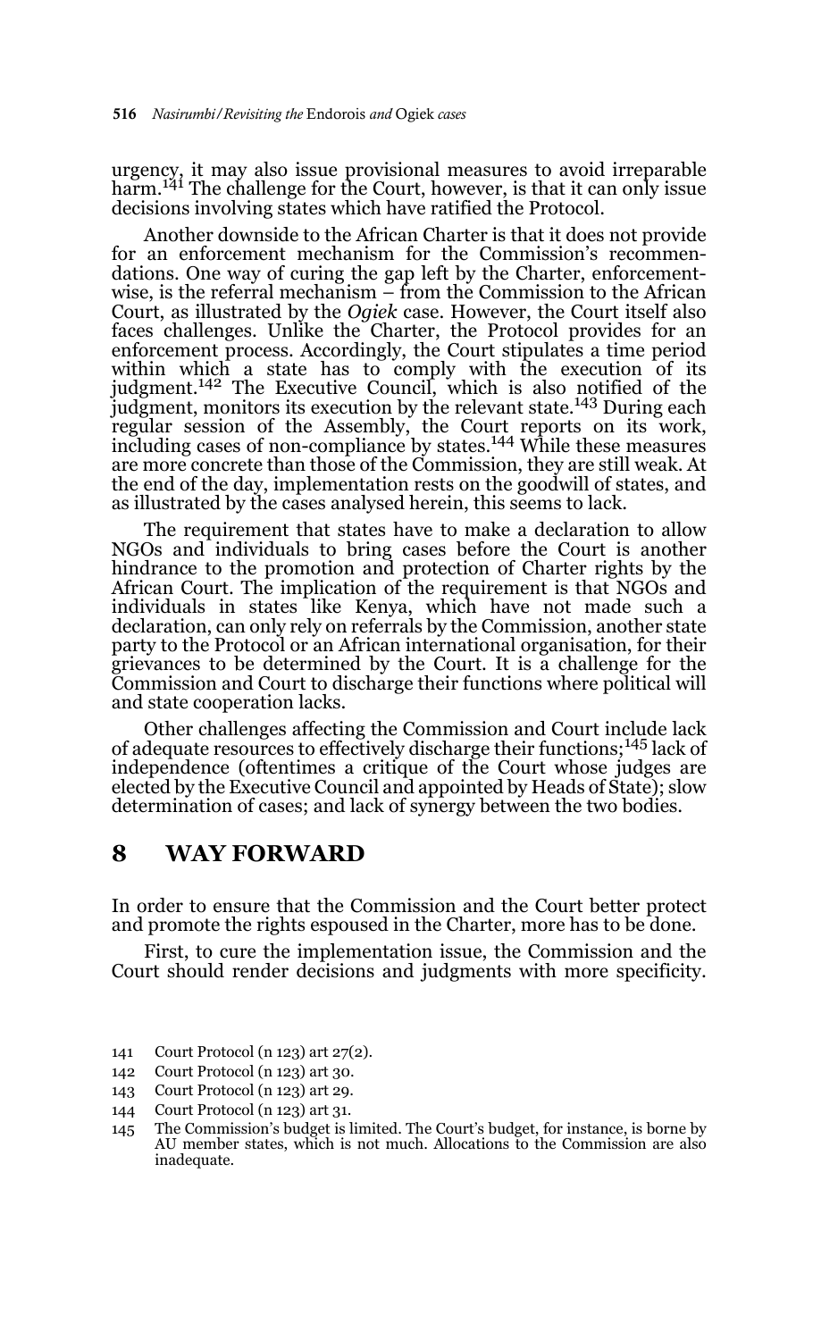urgency, it may also issue provisional measures to avoid irreparable harm.[141] The challenge for the Court, however, is that it can only issue decisions involving states which have ratified the Protocol.

Another downside to the African Charter is that it does not provide for an enforcement mechanism for the Commission's recommendations. One way of curing the gap left by the Charter, enforcement-wise, is the referral mechanism – from the Commission to the African Court, as illustrated by the *Ogiek* case. However, the Court itself also faces challenges. Unlike the Charter, the Protocol provides for an enforcement process. Accordingly, the Court stipulates a time period within which a state has to comply with the execution of its judgment.[142] The Executive Council, which is also notified of the judgment, monitors its execution by the relevant state.[143] During each regular session of the Assembly, the Court reports on its work, including cases of non-compliance by states.[144] While these measures are more concrete than those of the Commission, they are still weak. At the end of the day, implementation rests on the goodwill of states, and as illustrated by the cases analysed herein, this seems to lack.

The requirement that states have to make a declaration to allow NGOs and individuals to bring cases before the Court is another hindrance to the promotion and protection of Charter rights by the African Court. The implication of the requirement is that NGOs and individuals in states like Kenya, which have not made such a declaration, can only rely on referrals by the Commission, another state party to the Protocol or an African international organisation, for their grievances to be determined by the Court. It is a challenge for the Commission and Court to discharge their functions where political will and state cooperation lacks.

Other challenges affecting the Commission and Court include lack of adequate resources to effectively discharge their functions;[145] lack of independence (oftentimes a critique of the Court whose judges are elected by the Executive Council and appointed by Heads of State); slow determination of cases; and lack of synergy between the two bodies.

## 8 WAY FORWARD

In order to ensure that the Commission and the Court better protect and promote the rights espoused in the Charter, more has to be done.

First, to cure the implementation issue, the Commission and the Court should render decisions and judgments with more specificity.

141 Court Protocol (n 123) art 27(2).

142 Court Protocol (n 123) art 30.

143 Court Protocol (n 123) art 29.

144 Court Protocol (n 123) art 31.

145 The Commission's budget is limited. The Court's budget, for instance, is borne by AU member states, which is not much. Allocations to the Commission are also inadequate.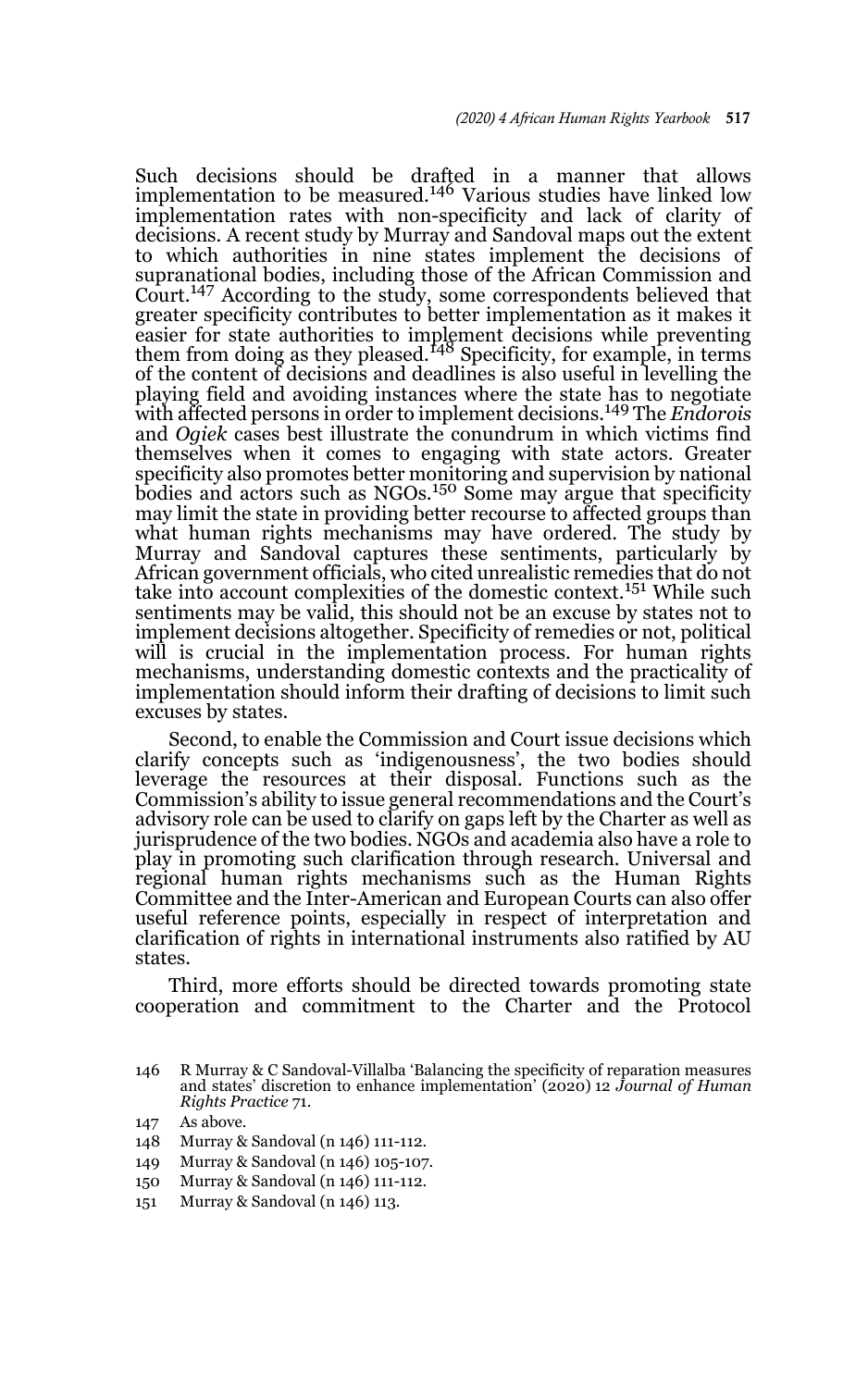Such decisions should be drafted in a manner that allows implementation to be measured.[146] Various studies have linked low implementation rates with non-specificity and lack of clarity of decisions. A recent study by Murray and Sandoval maps out the extent to which authorities in nine states implement the decisions of supranational bodies, including those of the African Commission and Court.[147] According to the study, some correspondents believed that greater specificity contributes to better implementation as it makes it easier for state authorities to implement decisions while preventing them from doing as they pleased.[148] Specificity, for example, in terms of the content of decisions and deadlines is also useful in levelling the playing field and avoiding instances where the state has to negotiate with affected persons in order to implement decisions.[149] The *Endorois* and *Ogiek* cases best illustrate the conundrum in which victims find themselves when it comes to engaging with state actors. Greater specificity also promotes better monitoring and supervision by national bodies and actors such as NGOs.[150] Some may argue that specificity may limit the state in providing better recourse to affected groups than what human rights mechanisms may have ordered. The study by Murray and Sandoval captures these sentiments, particularly by African government officials, who cited unrealistic remedies that do not take into account complexities of the domestic context.[151] While such sentiments may be valid, this should not be an excuse by states not to implement decisions altogether. Specificity of remedies or not, political will is crucial in the implementation process. For human rights mechanisms, understanding domestic contexts and the practicality of implementation should inform their drafting of decisions to limit such excuses by states.

Second, to enable the Commission and Court issue decisions which clarify concepts such as 'indigenousness', the two bodies should leverage the resources at their disposal. Functions such as the Commission's ability to issue general recommendations and the Court's advisory role can be used to clarify on gaps left by the Charter as well as jurisprudence of the two bodies. NGOs and academia also have a role to play in promoting such clarification through research. Universal and regional human rights mechanisms such as the Human Rights Committee and the Inter-American and European Courts can also offer useful reference points, especially in respect of interpretation and clarification of rights in international instruments also ratified by AU states.

Third, more efforts should be directed towards promoting state cooperation and commitment to the Charter and the Protocol

146 R Murray & C Sandoval-Villalba 'Balancing the specificity of reparation measures and states' discretion to enhance implementation' (2020) 12 *Journal of Human Rights Practice* 71.

147 As above.

148 Murray & Sandoval (n 146) 111-112.

149 Murray & Sandoval (n 146) 105-107.

150 Murray & Sandoval (n 146) 111-112.

151 Murray & Sandoval (n 146) 113.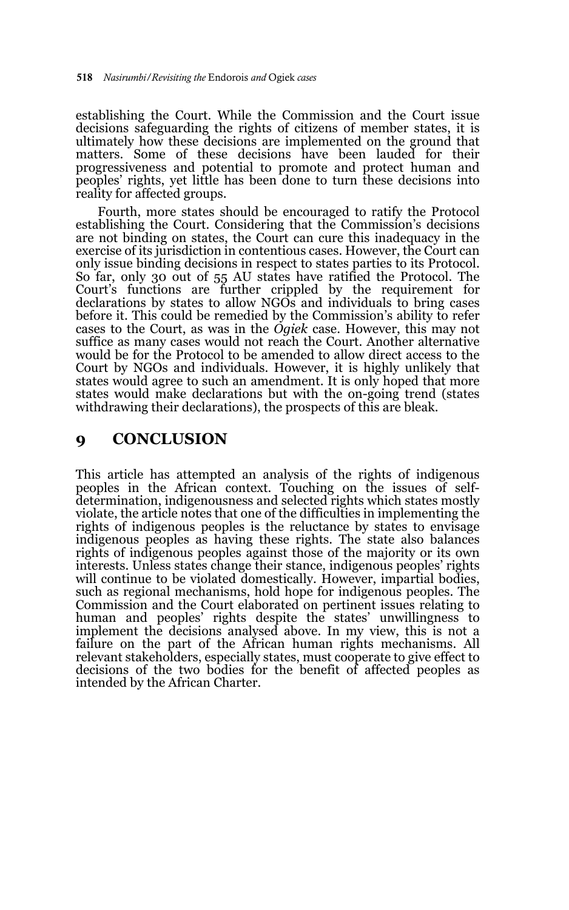establishing the Court. While the Commission and the Court issue decisions safeguarding the rights of citizens of member states, it is ultimately how these decisions are implemented on the ground that matters. Some of these decisions have been lauded for their progressiveness and potential to promote and protect human and peoples' rights, yet little has been done to turn these decisions into reality for affected groups.

Fourth, more states should be encouraged to ratify the Protocol establishing the Court. Considering that the Commission's decisions are not binding on states, the Court can cure this inadequacy in the exercise of its jurisdiction in contentious cases. However, the Court can only issue binding decisions in respect to states parties to its Protocol. So far, only 30 out of 55 AU states have ratified the Protocol. The Court's functions are further crippled by the requirement for declarations by states to allow NGOs and individuals to bring cases before it. This could be remedied by the Commission's ability to refer cases to the Court, as was in the *Ogiek* case. However, this may not suffice as many cases would not reach the Court. Another alternative would be for the Protocol to be amended to allow direct access to the Court by NGOs and individuals. However, it is highly unlikely that states would agree to such an amendment. It is only hoped that more states would make declarations but with the on-going trend (states withdrawing their declarations), the prospects of this are bleak.

## 9 CONCLUSION

This article has attempted an analysis of the rights of indigenous peoples in the African context. Touching on the issues of self-determination, indigenousness and selected rights which states mostly violate, the article notes that one of the difficulties in implementing the rights of indigenous peoples is the reluctance by states to envisage indigenous peoples as having these rights. The state also balances rights of indigenous peoples against those of the majority or its own interests. Unless states change their stance, indigenous peoples' rights will continue to be violated domestically. However, impartial bodies, such as regional mechanisms, hold hope for indigenous peoples. The Commission and the Court elaborated on pertinent issues relating to human and peoples' rights despite the states' unwillingness to implement the decisions analysed above. In my view, this is not a failure on the part of the African human rights mechanisms. All relevant stakeholders, especially states, must cooperate to give effect to decisions of the two bodies for the benefit of affected peoples as intended by the African Charter.